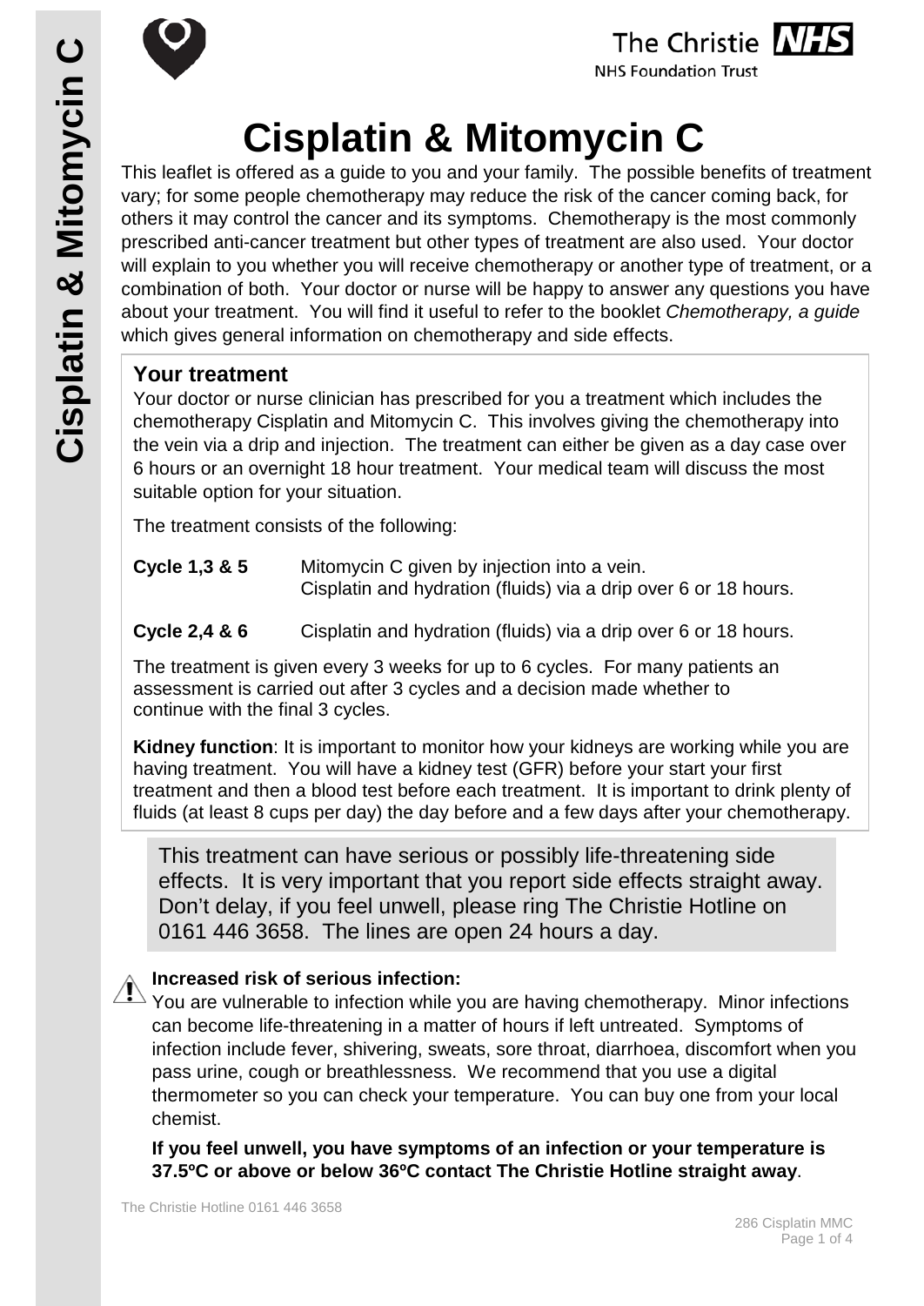# Cisplatin & Mitomycin C

This leaflet is offered as a guide to you and your family. The possible benefits of treatment vary; for some people chemotherapy may reduce the risk of the cancer coming back, for others it may control the cancer and its symptoms. Chemotherapy is the most commonly prescribed anti-cancer treatment but other types of treatment are also used. Your doctor will explain to you whether you will receive chemotherapy or another type of treatment, or a combination of both. Your doctor or nurse will be happy to answer any questions you have about your treatment. You will find it useful to refer to the booklet *Chemotherapy, a guide* which gives general information on chemotherapy and side effects.

## Your treatment

Your doctor or nurse clinician has prescribed for you a treatment which includes the chemotherapy Cisplatin and Mitomycin C. This involves giving the chemotherapy into the vein via a drip and injection. The treatment can either be given as a day case over 6 hours or an overnight 18 hour treatment. Your medical team will discuss the most suitable option for your situation.

The treatment consists of the following:

**Cycle 1,3 & 5** Mitomycin C given by injection into a vein.
Cisplatin and hydration (fluids) via a drip over 6 or 18 hours.

**Cycle 2,4 & 6** Cisplatin and hydration (fluids) via a drip over 6 or 18 hours.

The treatment is given every 3 weeks for up to 6 cycles. For many patients an assessment is carried out after 3 cycles and a decision made whether to continue with the final 3 cycles.

**Kidney function**: It is important to monitor how your kidneys are working while you are having treatment. You will have a kidney test (GFR) before your start your first treatment and then a blood test before each treatment. It is important to drink plenty of fluids (at least 8 cups per day) the day before and a few days after your chemotherapy.

This treatment can have serious or possibly life-threatening side effects. It is very important that you report side effects straight away. Don't delay, if you feel unwell, please ring The Christie Hotline on 0161 446 3658. The lines are open 24 hours a day.

**Increased risk of serious infection:**

You are vulnerable to infection while you are having chemotherapy. Minor infections can become life-threatening in a matter of hours if left untreated. Symptoms of infection include fever, shivering, sweats, sore throat, diarrhoea, discomfort when you pass urine, cough or breathlessness. We recommend that you use a digital thermometer so you can check your temperature. You can buy one from your local chemist.

**If you feel unwell, you have symptoms of an infection or your temperature is 37.5ºC or above or below 36ºC contact The Christie Hotline straight away**.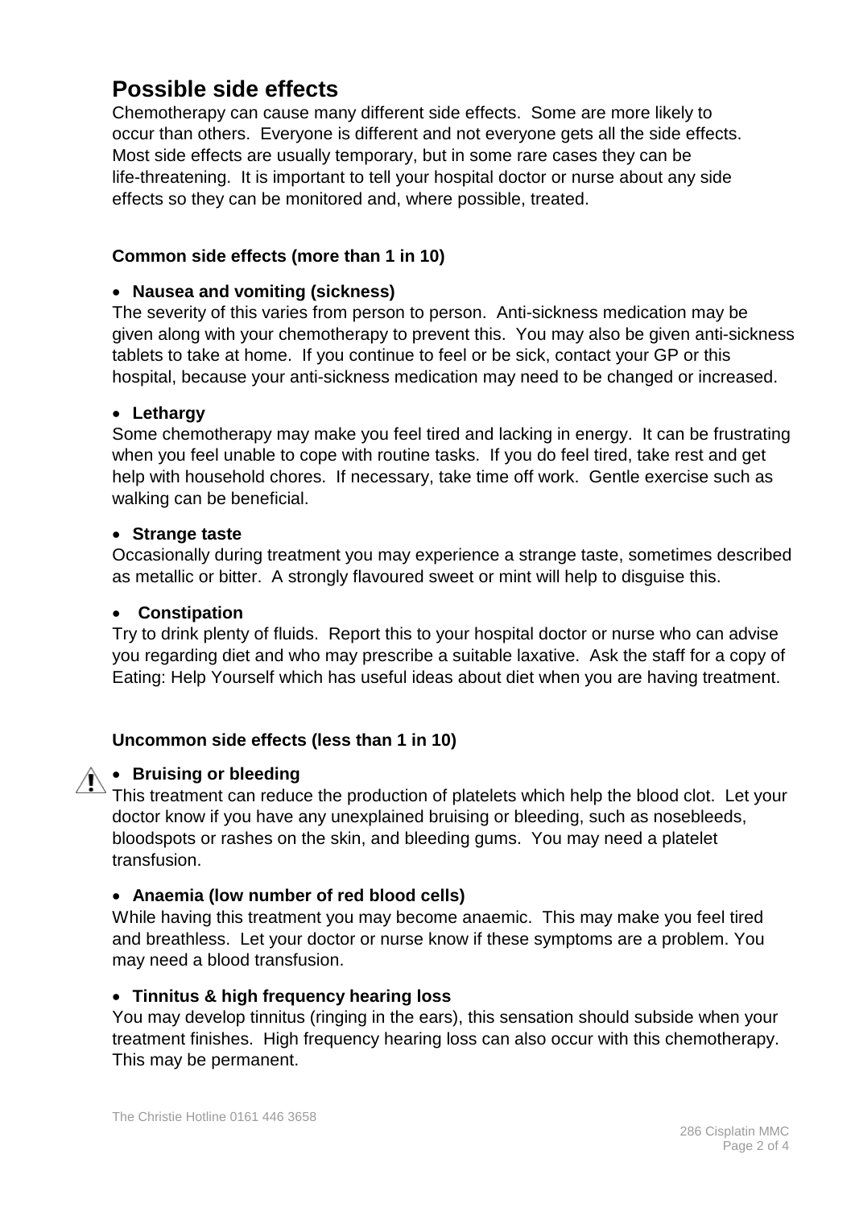## Possible side effects

Chemotherapy can cause many different side effects. Some are more likely to occur than others. Everyone is different and not everyone gets all the side effects. Most side effects are usually temporary, but in some rare cases they can be life-threatening. It is important to tell your hospital doctor or nurse about any side effects so they can be monitored and, where possible, treated.

### Common side effects (more than 1 in 10)

- **Nausea and vomiting (sickness)**

The severity of this varies from person to person. Anti-sickness medication may be given along with your chemotherapy to prevent this. You may also be given anti-sickness tablets to take at home. If you continue to feel or be sick, contact your GP or this hospital, because your anti-sickness medication may need to be changed or increased.

- **Lethargy**

Some chemotherapy may make you feel tired and lacking in energy. It can be frustrating when you feel unable to cope with routine tasks. If you do feel tired, take rest and get help with household chores. If necessary, take time off work. Gentle exercise such as walking can be beneficial.

- **Strange taste**

Occasionally during treatment you may experience a strange taste, sometimes described as metallic or bitter. A strongly flavoured sweet or mint will help to disguise this.

- **Constipation**

Try to drink plenty of fluids. Report this to your hospital doctor or nurse who can advise you regarding diet and who may prescribe a suitable laxative. Ask the staff for a copy of Eating: Help Yourself which has useful ideas about diet when you are having treatment.

### Uncommon side effects (less than 1 in 10)

- ⚠ **Bruising or bleeding**

This treatment can reduce the production of platelets which help the blood clot. Let your doctor know if you have any unexplained bruising or bleeding, such as nosebleeds, bloodspots or rashes on the skin, and bleeding gums. You may need a platelet transfusion.

- **Anaemia (low number of red blood cells)**

While having this treatment you may become anaemic. This may make you feel tired and breathless. Let your doctor or nurse know if these symptoms are a problem. You may need a blood transfusion.

- **Tinnitus & high frequency hearing loss**

You may develop tinnitus (ringing in the ears), this sensation should subside when your treatment finishes. High frequency hearing loss can also occur with this chemotherapy. This may be permanent.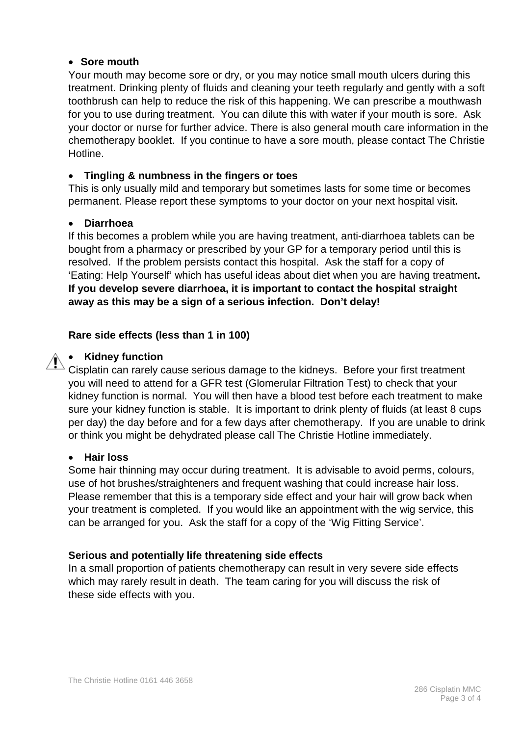- **Sore mouth**

Your mouth may become sore or dry, or you may notice small mouth ulcers during this treatment. Drinking plenty of fluids and cleaning your teeth regularly and gently with a soft toothbrush can help to reduce the risk of this happening. We can prescribe a mouthwash for you to use during treatment. You can dilute this with water if your mouth is sore. Ask your doctor or nurse for further advice. There is also general mouth care information in the chemotherapy booklet. If you continue to have a sore mouth, please contact The Christie Hotline.

- **Tingling & numbness in the fingers or toes**

This is only usually mild and temporary but sometimes lasts for some time or becomes permanent. Please report these symptoms to your doctor on your next hospital visit**.**

- **Diarrhoea**

If this becomes a problem while you are having treatment, anti-diarrhoea tablets can be bought from a pharmacy or prescribed by your GP for a temporary period until this is resolved. If the problem persists contact this hospital. Ask the staff for a copy of 'Eating: Help Yourself' which has useful ideas about diet when you are having treatment**.** **If you develop severe diarrhoea, it is important to contact the hospital straight away as this may be a sign of a serious infection. Don't delay!**

**Rare side effects (less than 1 in 100)**

- **Kidney function**

Cisplatin can rarely cause serious damage to the kidneys. Before your first treatment you will need to attend for a GFR test (Glomerular Filtration Test) to check that your kidney function is normal. You will then have a blood test before each treatment to make sure your kidney function is stable. It is important to drink plenty of fluids (at least 8 cups per day) the day before and for a few days after chemotherapy. If you are unable to drink or think you might be dehydrated please call The Christie Hotline immediately.

- **Hair loss**

Some hair thinning may occur during treatment. It is advisable to avoid perms, colours, use of hot brushes/straighteners and frequent washing that could increase hair loss. Please remember that this is a temporary side effect and your hair will grow back when your treatment is completed. If you would like an appointment with the wig service, this can be arranged for you. Ask the staff for a copy of the 'Wig Fitting Service'.

**Serious and potentially life threatening side effects**

In a small proportion of patients chemotherapy can result in very severe side effects which may rarely result in death. The team caring for you will discuss the risk of these side effects with you.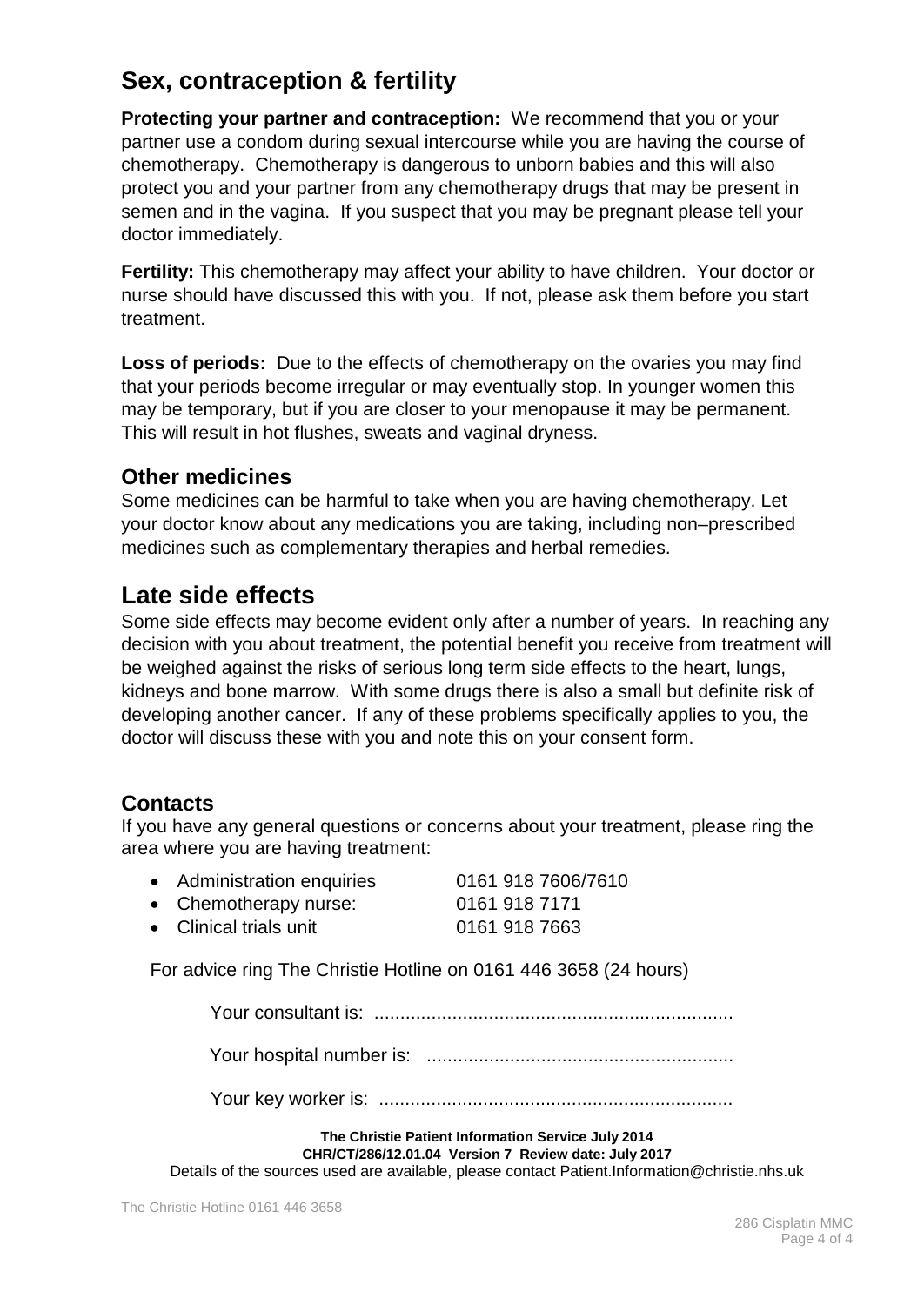## Sex, contraception & fertility

**Protecting your partner and contraception:** We recommend that you or your partner use a condom during sexual intercourse while you are having the course of chemotherapy. Chemotherapy is dangerous to unborn babies and this will also protect you and your partner from any chemotherapy drugs that may be present in semen and in the vagina. If you suspect that you may be pregnant please tell your doctor immediately.

**Fertility:** This chemotherapy may affect your ability to have children. Your doctor or nurse should have discussed this with you. If not, please ask them before you start treatment.

**Loss of periods:** Due to the effects of chemotherapy on the ovaries you may find that your periods become irregular or may eventually stop. In younger women this may be temporary, but if you are closer to your menopause it may be permanent. This will result in hot flushes, sweats and vaginal dryness.

### Other medicines

Some medicines can be harmful to take when you are having chemotherapy. Let your doctor know about any medications you are taking, including non–prescribed medicines such as complementary therapies and herbal remedies.

## Late side effects

Some side effects may become evident only after a number of years. In reaching any decision with you about treatment, the potential benefit you receive from treatment will be weighed against the risks of serious long term side effects to the heart, lungs, kidneys and bone marrow. With some drugs there is also a small but definite risk of developing another cancer. If any of these problems specifically applies to you, the doctor will discuss these with you and note this on your consent form.

### Contacts

If you have any general questions or concerns about your treatment, please ring the area where you are having treatment:

- Administration enquiries 0161 918 7606/7610
- Chemotherapy nurse: 0161 918 7171
- Clinical trials unit 0161 918 7663

For advice ring The Christie Hotline on 0161 446 3658 (24 hours)

Your consultant is: ....................................................................

Your hospital number is: ..........................................................

Your key worker is: ...................................................................

**The Christie Patient Information Service July 2014**
**CHR/CT/286/12.01.04 Version 7 Review date: July 2017**
Details of the sources used are available, please contact Patient.Information@christie.nhs.uk